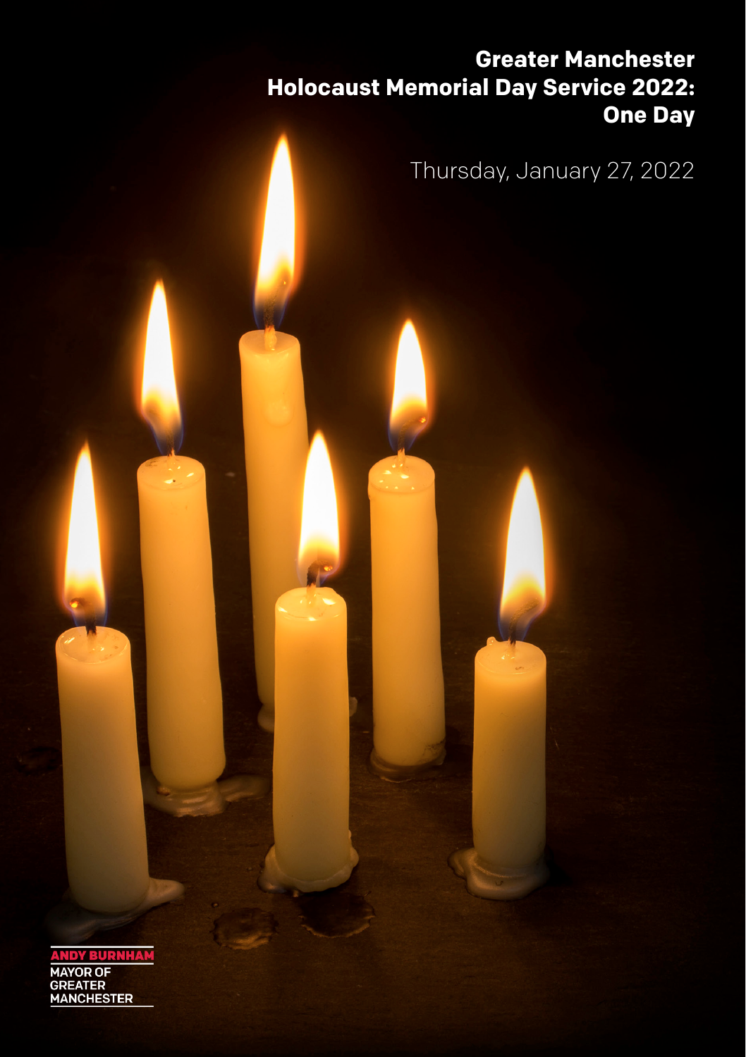# Greater Manchester Holocaust Memorial Day Service 2022: One Day

Thursday, January 27, 2022

ANDY BURNHAM
MAYOR OF GREATER MANCHESTER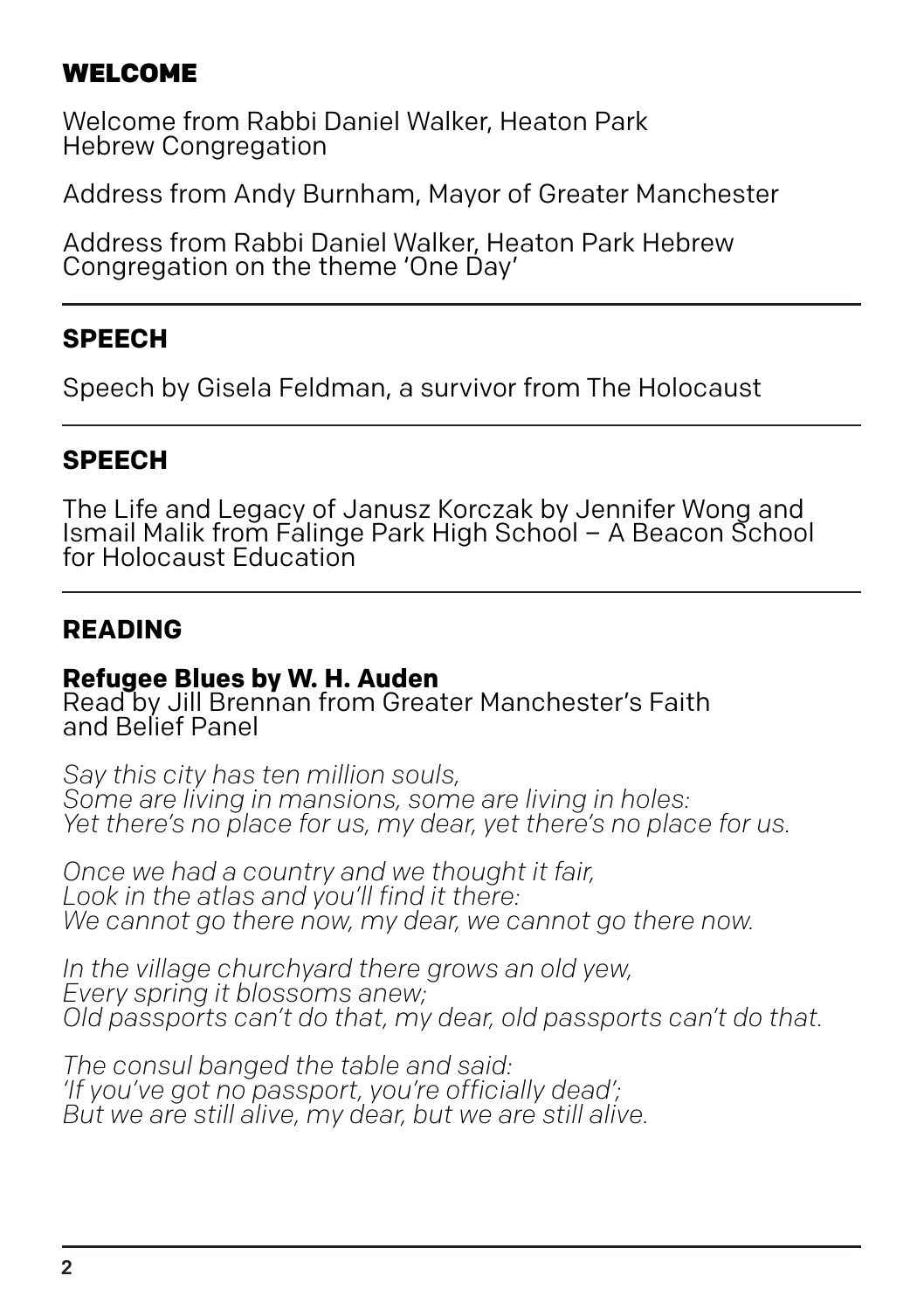## WELCOME

Welcome from Rabbi Daniel Walker, Heaton Park Hebrew Congregation

Address from Andy Burnham, Mayor of Greater Manchester

Address from Rabbi Daniel Walker, Heaton Park Hebrew Congregation on the theme 'One Day'

---

## SPEECH

Speech by Gisela Feldman, a survivor from The Holocaust

---

## SPEECH

The Life and Legacy of Janusz Korczak by Jennifer Wong and Ismail Malik from Falinge Park High School – A Beacon School for Holocaust Education

---

## READING

**Refugee Blues by W. H. Auden**
Read by Jill Brennan from Greater Manchester's Faith and Belief Panel

*Say this city has ten million souls,*
*Some are living in mansions, some are living in holes:*
*Yet there's no place for us, my dear, yet there's no place for us.*

*Once we had a country and we thought it fair,*
*Look in the atlas and you'll find it there:*
*We cannot go there now, my dear, we cannot go there now.*

*In the village churchyard there grows an old yew,*
*Every spring it blossoms anew;*
*Old passports can't do that, my dear, old passports can't do that.*

*The consul banged the table and said:*
*'If you've got no passport, you're officially dead';*
*But we are still alive, my dear, but we are still alive.*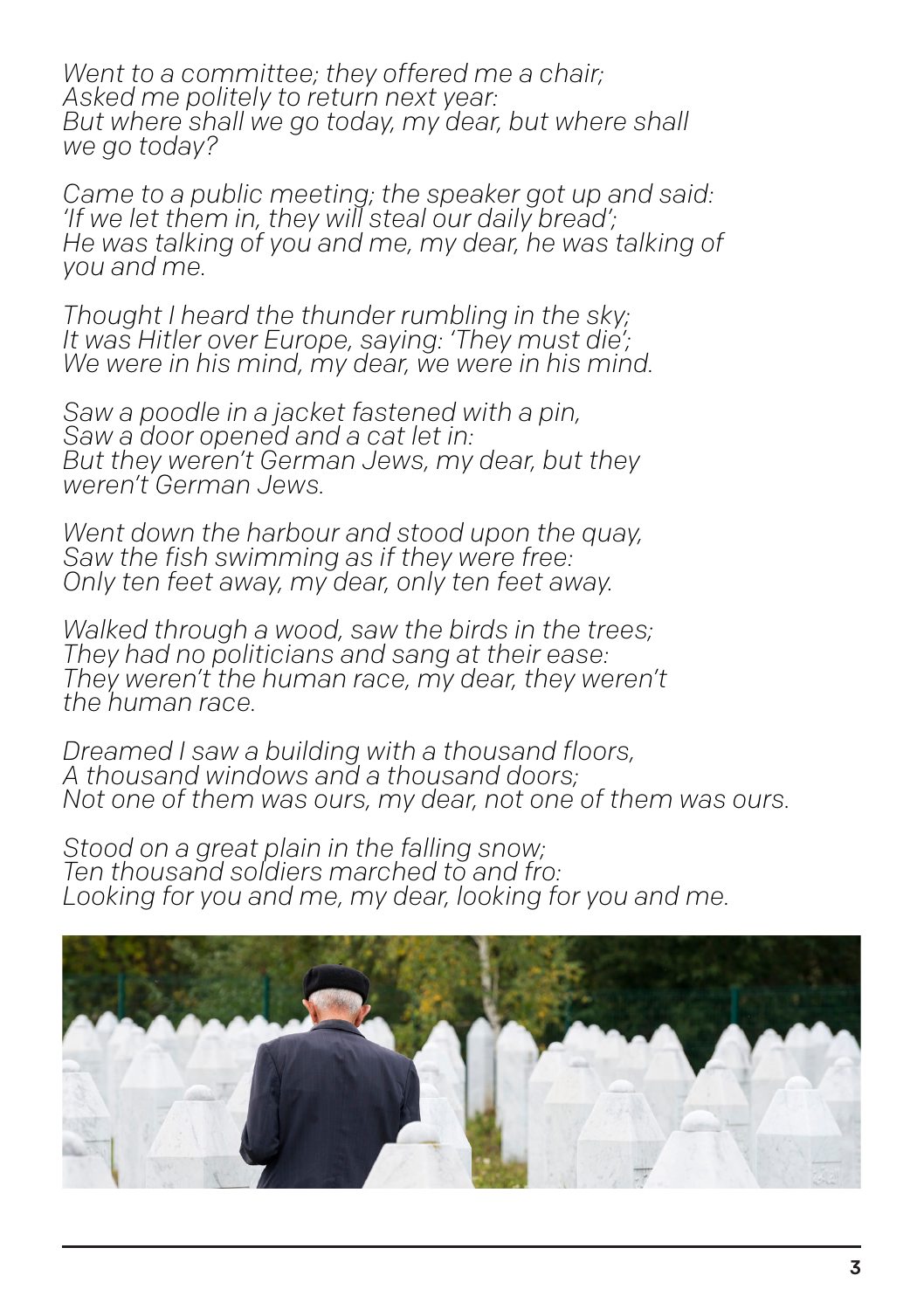*Went to a committee; they offered me a chair;*
*Asked me politely to return next year:*
*But where shall we go today, my dear, but where shall we go today?*

*Came to a public meeting; the speaker got up and said:*
*'If we let them in, they will steal our daily bread';*
*He was talking of you and me, my dear, he was talking of you and me.*

*Thought I heard the thunder rumbling in the sky;*
*It was Hitler over Europe, saying: 'They must die';*
*We were in his mind, my dear, we were in his mind.*

*Saw a poodle in a jacket fastened with a pin,*
*Saw a door opened and a cat let in:*
*But they weren't German Jews, my dear, but they weren't German Jews.*

*Went down the harbour and stood upon the quay,*
*Saw the fish swimming as if they were free:*
*Only ten feet away, my dear, only ten feet away.*

*Walked through a wood, saw the birds in the trees;*
*They had no politicians and sang at their ease:*
*They weren't the human race, my dear, they weren't the human race.*

*Dreamed I saw a building with a thousand floors,*
*A thousand windows and a thousand doors;*
*Not one of them was ours, my dear, not one of them was ours.*

*Stood on a great plain in the falling snow;*
*Ten thousand soldiers marched to and fro:*
*Looking for you and me, my dear, looking for you and me.*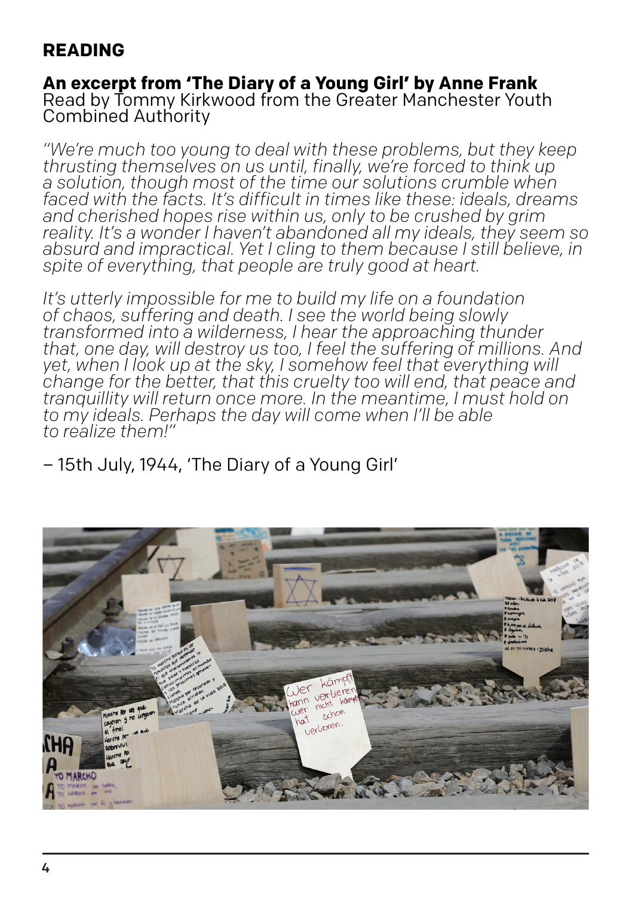## READING

### An excerpt from 'The Diary of a Young Girl' by Anne Frank

Read by Tommy Kirkwood from the Greater Manchester Youth Combined Authority

*"We're much too young to deal with these problems, but they keep thrusting themselves on us until, finally, we're forced to think up a solution, though most of the time our solutions crumble when faced with the facts. It's difficult in times like these: ideals, dreams and cherished hopes rise within us, only to be crushed by grim reality. It's a wonder I haven't abandoned all my ideals, they seem so absurd and impractical. Yet I cling to them because I still believe, in spite of everything, that people are truly good at heart.*

*It's utterly impossible for me to build my life on a foundation of chaos, suffering and death. I see the world being slowly transformed into a wilderness, I hear the approaching thunder that, one day, will destroy us too, I feel the suffering of millions. And yet, when I look up at the sky, I somehow feel that everything will change for the better, that this cruelty too will end, that peace and tranquillity will return once more. In the meantime, I must hold on to my ideals. Perhaps the day will come when I'll be able to realize them!"*

– 15th July, 1944, 'The Diary of a Young Girl'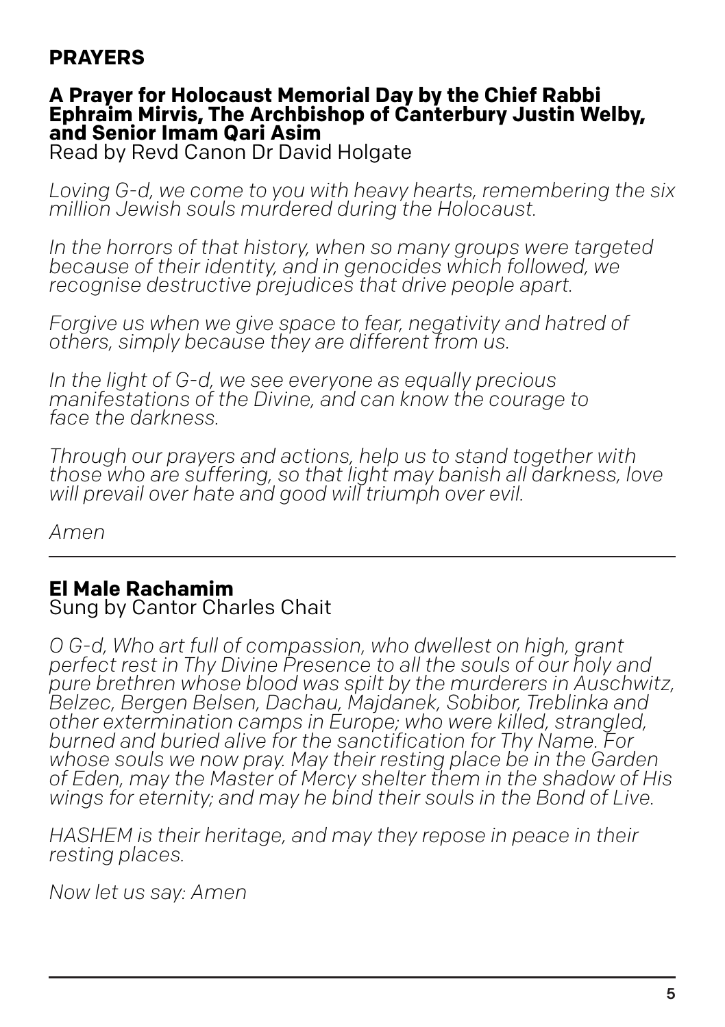## PRAYERS

### A Prayer for Holocaust Memorial Day by the Chief Rabbi Ephraim Mirvis, The Archbishop of Canterbury Justin Welby, and Senior Imam Qari Asim

Read by Revd Canon Dr David Holgate

*Loving G-d, we come to you with heavy hearts, remembering the six million Jewish souls murdered during the Holocaust.*

*In the horrors of that history, when so many groups were targeted because of their identity, and in genocides which followed, we recognise destructive prejudices that drive people apart.*

*Forgive us when we give space to fear, negativity and hatred of others, simply because they are different from us.*

*In the light of G-d, we see everyone as equally precious manifestations of the Divine, and can know the courage to face the darkness.*

*Through our prayers and actions, help us to stand together with those who are suffering, so that light may banish all darkness, love will prevail over hate and good will triumph over evil.*

*Amen*

---

### El Male Rachamim

Sung by Cantor Charles Chait

*O G-d, Who art full of compassion, who dwellest on high, grant perfect rest in Thy Divine Presence to all the souls of our holy and pure brethren whose blood was spilt by the murderers in Auschwitz, Belzec, Bergen Belsen, Dachau, Majdanek, Sobibor, Treblinka and other extermination camps in Europe; who were killed, strangled, burned and buried alive for the sanctification for Thy Name. For whose souls we now pray. May their resting place be in the Garden of Eden, may the Master of Mercy shelter them in the shadow of His wings for eternity; and may he bind their souls in the Bond of Live.*

*HASHEM is their heritage, and may they repose in peace in their resting places.*

*Now let us say: Amen*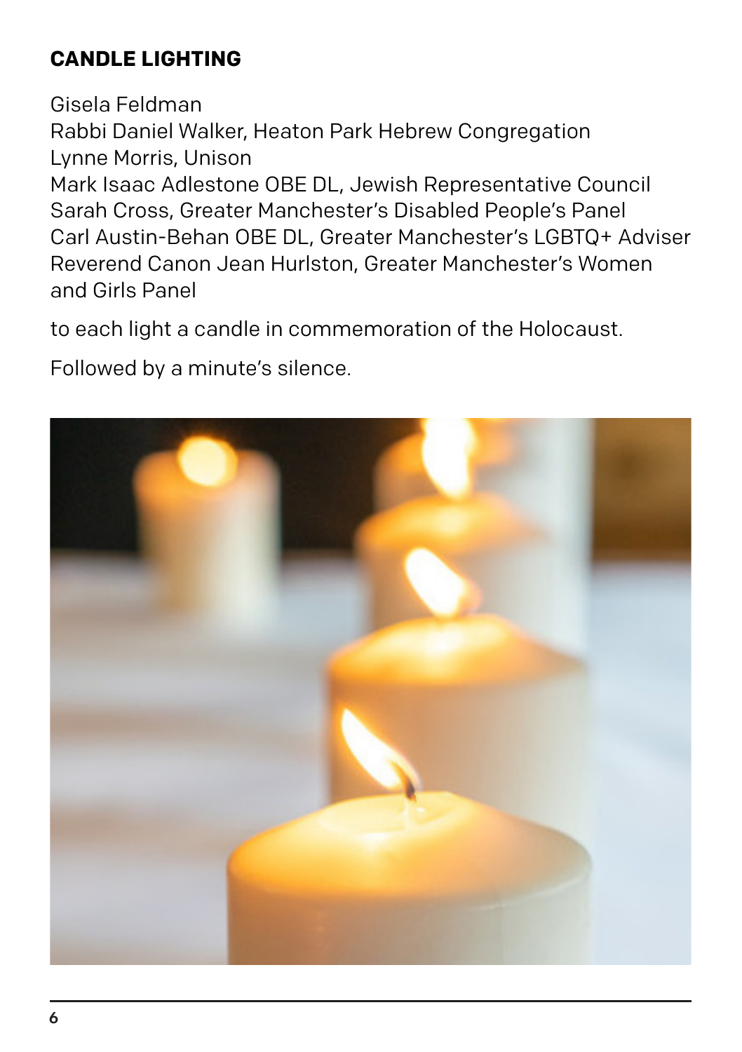## CANDLE LIGHTING

Gisela Feldman
Rabbi Daniel Walker, Heaton Park Hebrew Congregation
Lynne Morris, Unison
Mark Isaac Adlestone OBE DL, Jewish Representative Council
Sarah Cross, Greater Manchester's Disabled People's Panel
Carl Austin-Behan OBE DL, Greater Manchester's LGBTQ+ Adviser
Reverend Canon Jean Hurlston, Greater Manchester's Women and Girls Panel

to each light a candle in commemoration of the Holocaust.

Followed by a minute's silence.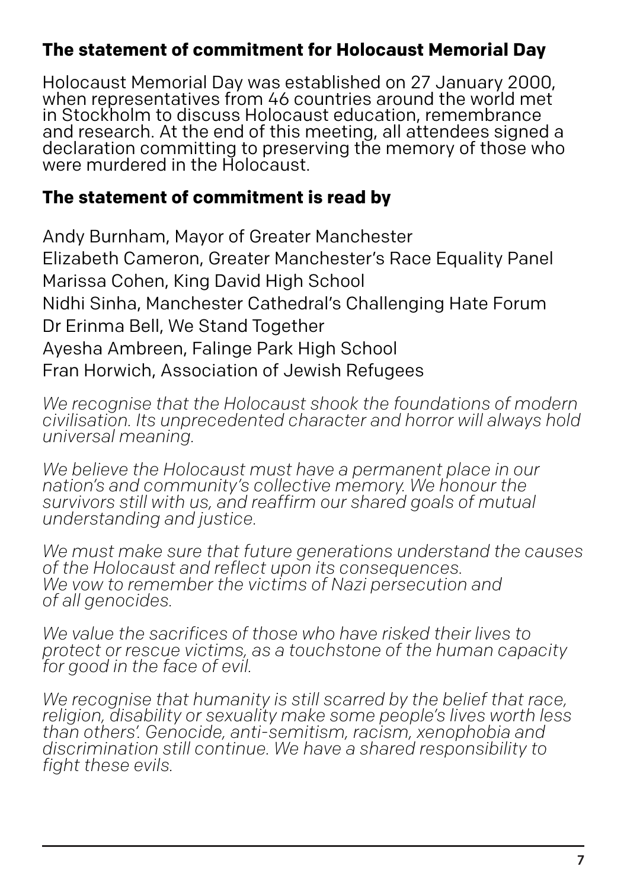## The statement of commitment for Holocaust Memorial Day

Holocaust Memorial Day was established on 27 January 2000, when representatives from 46 countries around the world met in Stockholm to discuss Holocaust education, remembrance and research. At the end of this meeting, all attendees signed a declaration committing to preserving the memory of those who were murdered in the Holocaust.

## The statement of commitment is read by

Andy Burnham, Mayor of Greater Manchester
Elizabeth Cameron, Greater Manchester's Race Equality Panel
Marissa Cohen, King David High School
Nidhi Sinha, Manchester Cathedral's Challenging Hate Forum
Dr Erinma Bell, We Stand Together
Ayesha Ambreen, Falinge Park High School
Fran Horwich, Association of Jewish Refugees

*We recognise that the Holocaust shook the foundations of modern civilisation. Its unprecedented character and horror will always hold universal meaning.*

*We believe the Holocaust must have a permanent place in our nation's and community's collective memory. We honour the survivors still with us, and reaffirm our shared goals of mutual understanding and justice.*

*We must make sure that future generations understand the causes of the Holocaust and reflect upon its consequences. We vow to remember the victims of Nazi persecution and of all genocides.*

*We value the sacrifices of those who have risked their lives to protect or rescue victims, as a touchstone of the human capacity for good in the face of evil.*

*We recognise that humanity is still scarred by the belief that race, religion, disability or sexuality make some people's lives worth less than others'. Genocide, anti-semitism, racism, xenophobia and discrimination still continue. We have a shared responsibility to fight these evils.*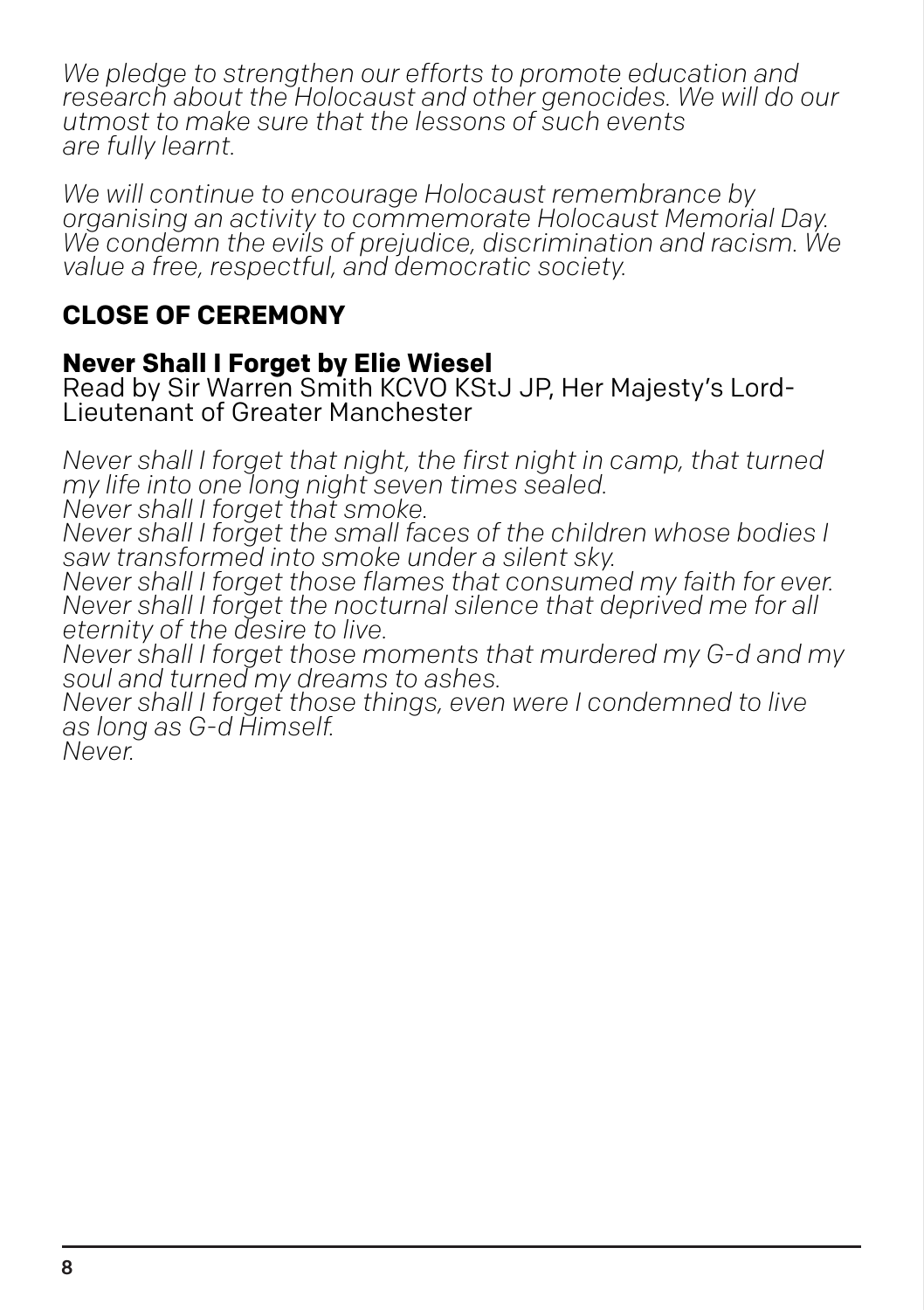*We pledge to strengthen our efforts to promote education and research about the Holocaust and other genocides. We will do our utmost to make sure that the lessons of such events are fully learnt.*

*We will continue to encourage Holocaust remembrance by organising an activity to commemorate Holocaust Memorial Day. We condemn the evils of prejudice, discrimination and racism. We value a free, respectful, and democratic society.*

## CLOSE OF CEREMONY

### Never Shall I Forget by Elie Wiesel

Read by Sir Warren Smith KCVO KStJ JP, Her Majesty's Lord-Lieutenant of Greater Manchester

*Never shall I forget that night, the first night in camp, that turned my life into one long night seven times sealed.*
*Never shall I forget that smoke.*
*Never shall I forget the small faces of the children whose bodies I saw transformed into smoke under a silent sky.*
*Never shall I forget those flames that consumed my faith for ever.*
*Never shall I forget the nocturnal silence that deprived me for all eternity of the desire to live.*
*Never shall I forget those moments that murdered my G-d and my soul and turned my dreams to ashes.*
*Never shall I forget those things, even were I condemned to live as long as G-d Himself.*
*Never.*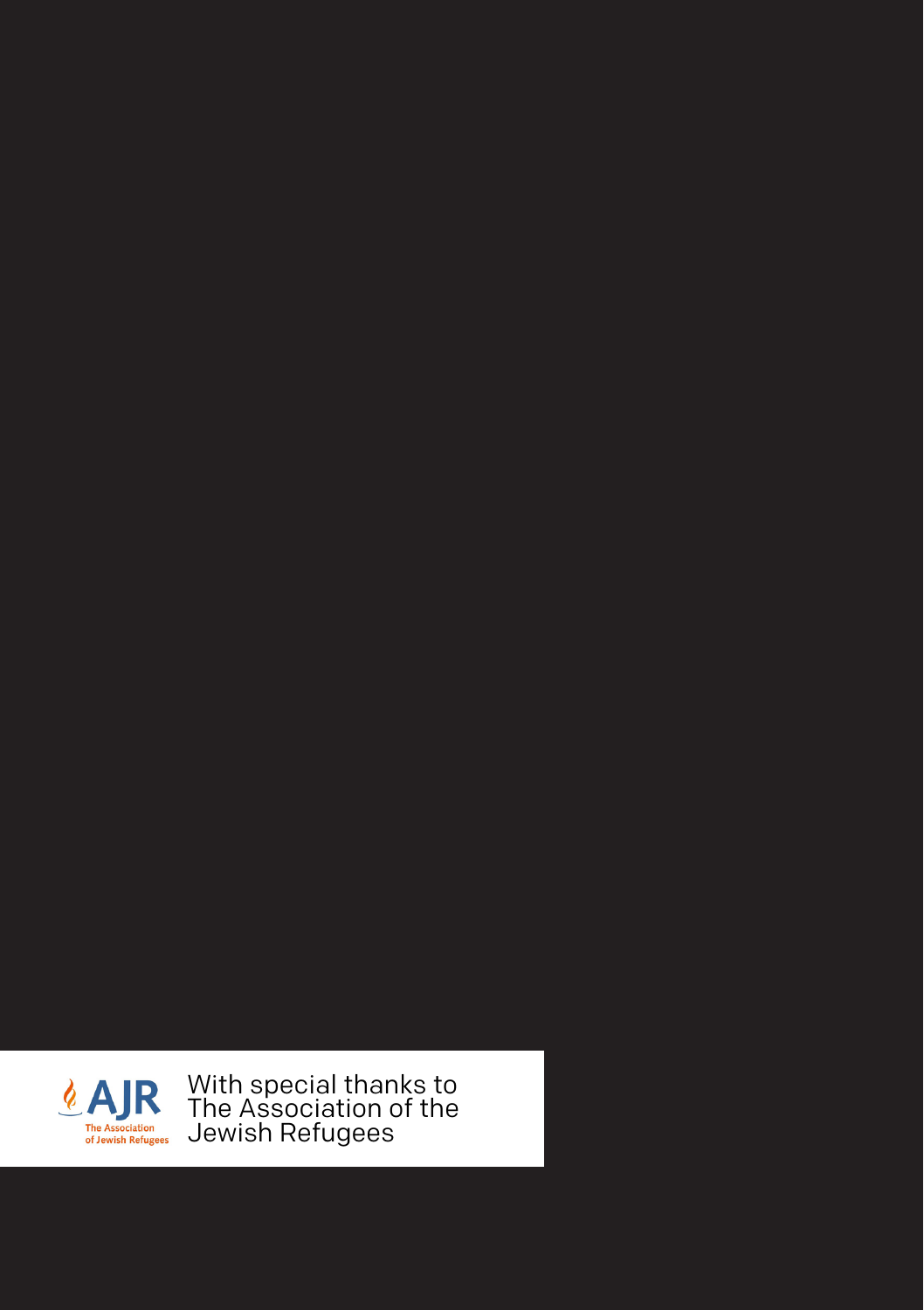AJR
The Association of Jewish Refugees

With special thanks to The Association of the Jewish Refugees